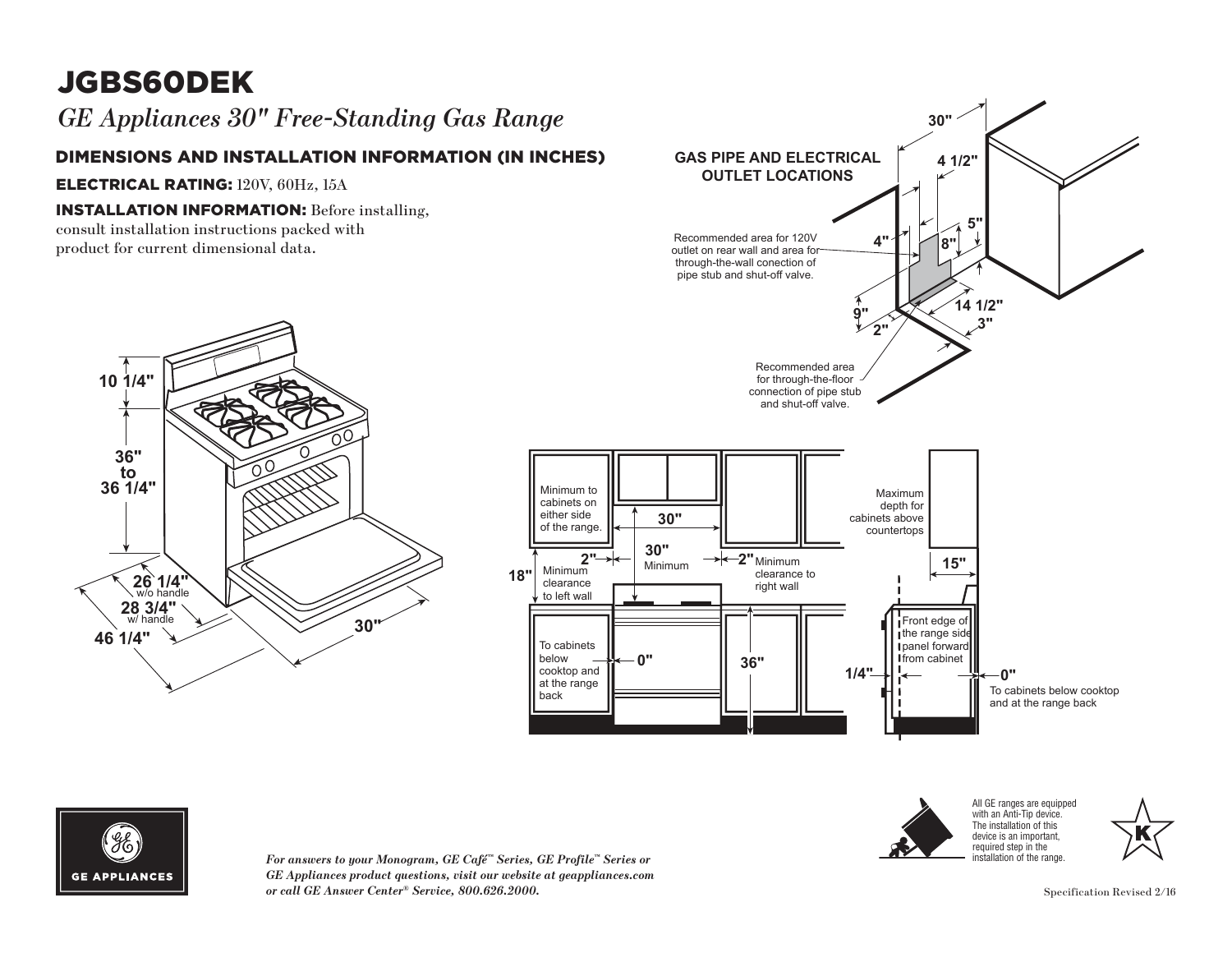# JGBS60DEK

*GE Appliances 30" Free-Standing Gas Range*

## DIMENSIONS AND INSTALLATION INFORMATION (IN INCHES)

**ELECTRICAL RATING:** 120V, 60Hz, 15A

**INSTALLATION INFORMATION:** Before installing, consult installation instructions packed with product for current dimensional data.

**GAS PIPE AND ELECTRICAL OUTLET LOCATIONS**

Recommended area for 120V outlet on rear wall and area for through-the-wall conection of pipe stub and shut-off valve.

Recommended area for through-the-floor connection of pipe stub and shut-off valve.

30" 4 1/2" 5" 8" 4" 9" 2" 14 1/2" 3"

10 1/4"

36" to 36 1/4"

26 1/4" w/o handle

28 3/4" w/ handle

46 1/4"

30"

Minimum to cabinets on either side of the range. 30"

2" Minimum clearance to left wall

30" Minimum

2" Minimum clearance to right wall

18"

To cabinets below cooktop and at the range back 0"

36"

Maximum depth for cabinets above countertops 15"

Front edge of the range side panel forward from cabinet

1/4"

0" To cabinets below cooktop and at the range back

*For answers to your Monogram, GE Café™ Series, GE Profile™ Series or GE Appliances product questions, visit our website at geappliances.com or call GE Answer Center® Service, 800.626.2000.*

All GE ranges are equipped with an Anti-Tip device. The installation of this device is an important, required step in the installation of the range.

Specification Revised 2/16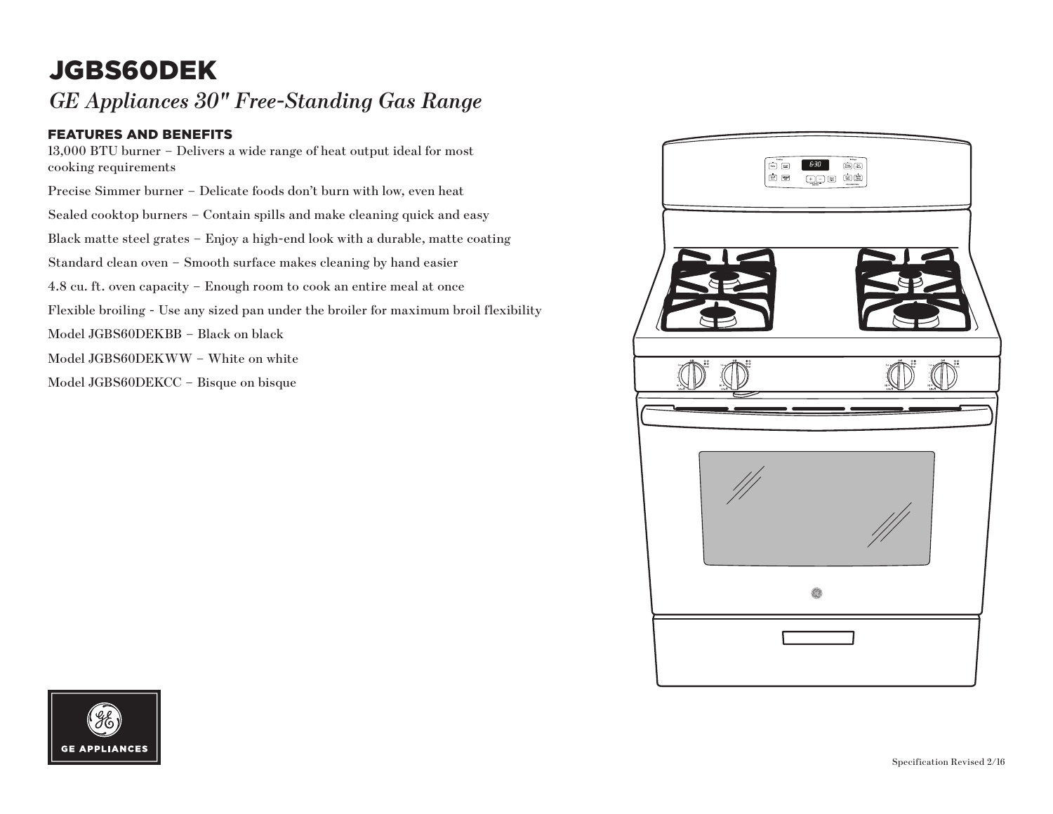# JGBS60DEK

*GE Appliances 30" Free-Standing Gas Range*

## FEATURES AND BENEFITS

13,000 BTU burner – Delivers a wide range of heat output ideal for most cooking requirements

Precise Simmer burner – Delicate foods don't burn with low, even heat

Sealed cooktop burners – Contain spills and make cleaning quick and easy

Black matte steel grates – Enjoy a high-end look with a durable, matte coating

Standard clean oven – Smooth surface makes cleaning by hand easier

4.8 cu. ft. oven capacity – Enough room to cook an entire meal at once

Flexible broiling - Use any sized pan under the broiler for maximum broil flexibility

Model JGBS60DEKBB – Black on black

Model JGBS60DEKWW – White on white

Model JGBS60DEKCC – Bisque on bisque

GE APPLIANCES

Specification Revised 2/16